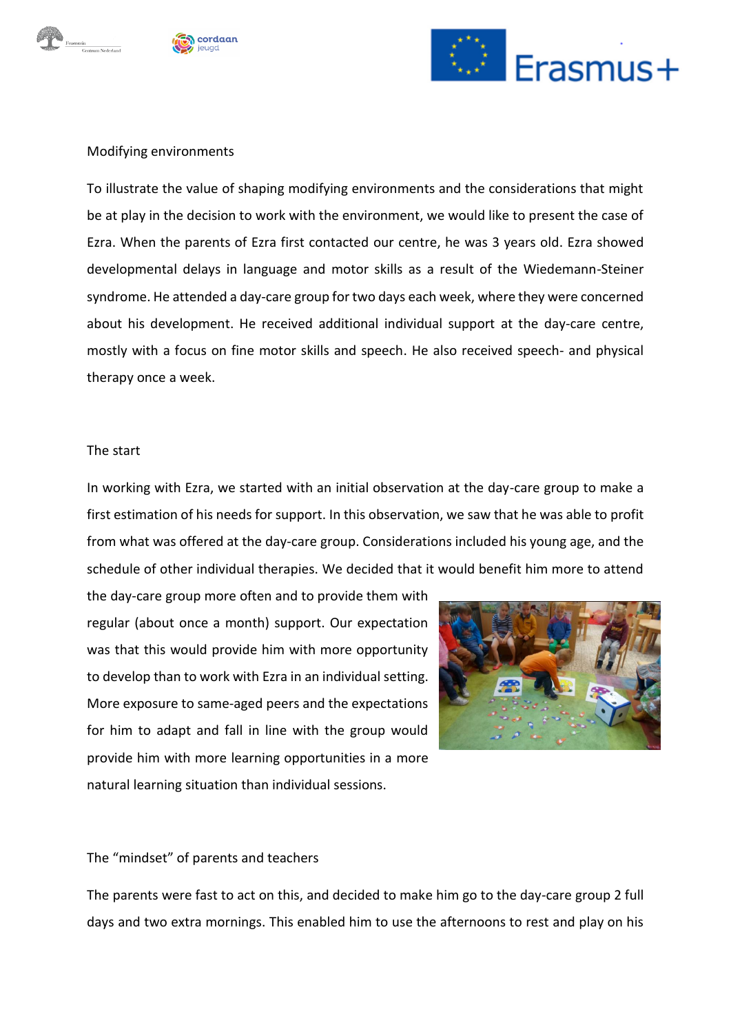## Modifying environments

To illustrate the value of shaping modifying environments and the considerations that might be at play in the decision to work with the environment, we would like to present the case of Ezra. When the parents of Ezra first contacted our centre, he was 3 years old. Ezra showed developmental delays in language and motor skills as a result of the Wiedemann-Steiner syndrome. He attended a day-care group for two days each week, where they were concerned about his development. He received additional individual support at the day-care centre, mostly with a focus on fine motor skills and speech. He also received speech- and physical therapy once a week.

## The start

In working with Ezra, we started with an initial observation at the day-care group to make a first estimation of his needs for support. In this observation, we saw that he was able to profit from what was offered at the day-care group. Considerations included his young age, and the schedule of other individual therapies. We decided that it would benefit him more to attend the day-care group more often and to provide them with regular (about once a month) support. Our expectation was that this would provide him with more opportunity to develop than to work with Ezra in an individual setting. More exposure to same-aged peers and the expectations for him to adapt and fall in line with the group would provide him with more learning opportunities in a more natural learning situation than individual sessions.

## The "mindset" of parents and teachers

The parents were fast to act on this, and decided to make him go to the day-care group 2 full days and two extra mornings. This enabled him to use the afternoons to rest and play on his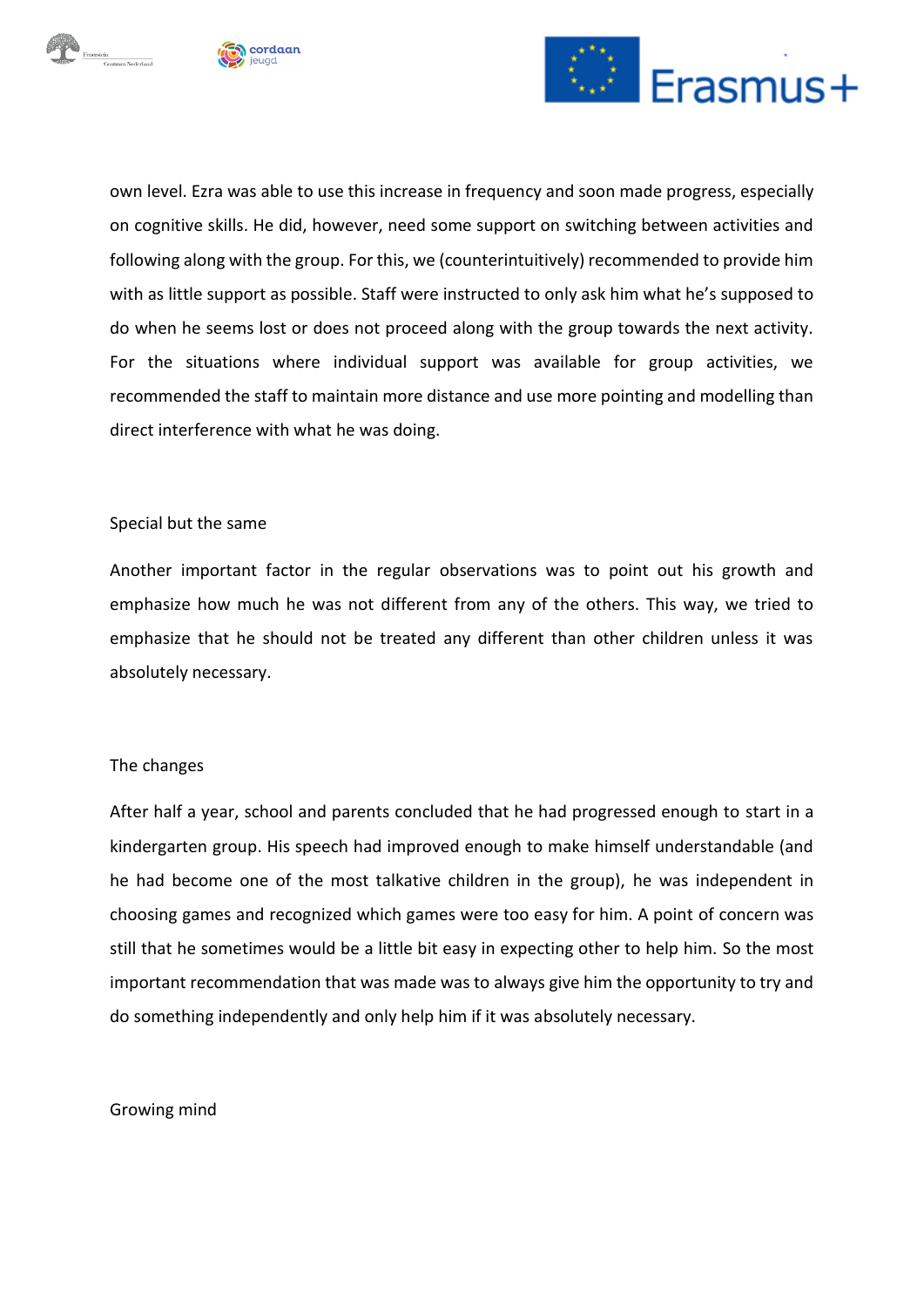own level. Ezra was able to use this increase in frequency and soon made progress, especially on cognitive skills. He did, however, need some support on switching between activities and following along with the group. For this, we (counterintuitively) recommended to provide him with as little support as possible. Staff were instructed to only ask him what he's supposed to do when he seems lost or does not proceed along with the group towards the next activity. For the situations where individual support was available for group activities, we recommended the staff to maintain more distance and use more pointing and modelling than direct interference with what he was doing.

## Special but the same

Another important factor in the regular observations was to point out his growth and emphasize how much he was not different from any of the others. This way, we tried to emphasize that he should not be treated any different than other children unless it was absolutely necessary.

## The changes

After half a year, school and parents concluded that he had progressed enough to start in a kindergarten group. His speech had improved enough to make himself understandable (and he had become one of the most talkative children in the group), he was independent in choosing games and recognized which games were too easy for him. A point of concern was still that he sometimes would be a little bit easy in expecting other to help him. So the most important recommendation that was made was to always give him the opportunity to try and do something independently and only help him if it was absolutely necessary.

## Growing mind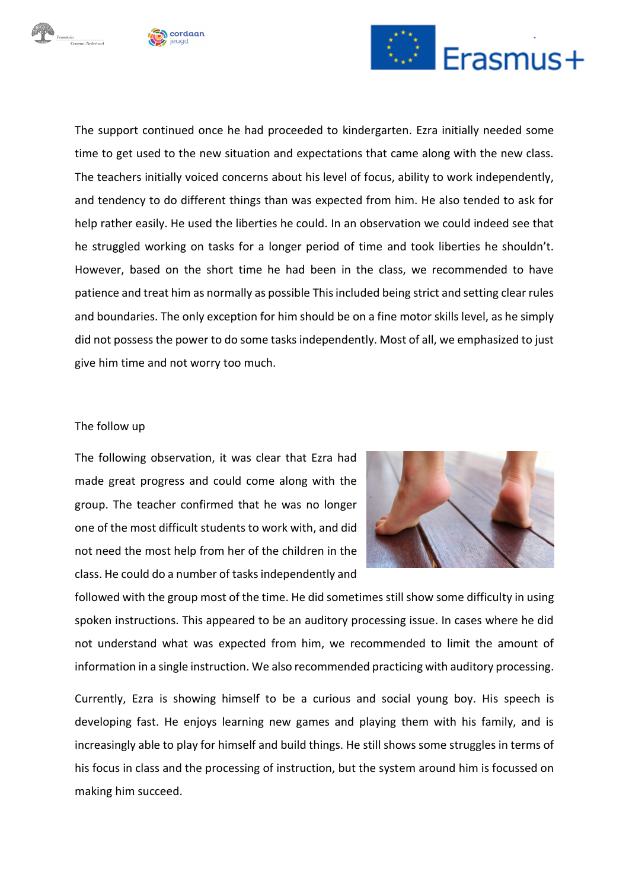The support continued once he had proceeded to kindergarten. Ezra initially needed some time to get used to the new situation and expectations that came along with the new class. The teachers initially voiced concerns about his level of focus, ability to work independently, and tendency to do different things than was expected from him. He also tended to ask for help rather easily. He used the liberties he could. In an observation we could indeed see that he struggled working on tasks for a longer period of time and took liberties he shouldn't. However, based on the short time he had been in the class, we recommended to have patience and treat him as normally as possible This included being strict and setting clear rules and boundaries. The only exception for him should be on a fine motor skills level, as he simply did not possess the power to do some tasks independently. Most of all, we emphasized to just give him time and not worry too much.

## The follow up

The following observation, it was clear that Ezra had made great progress and could come along with the group. The teacher confirmed that he was no longer one of the most difficult students to work with, and did not need the most help from her of the children in the class. He could do a number of tasks independently and followed with the group most of the time. He did sometimes still show some difficulty in using spoken instructions. This appeared to be an auditory processing issue. In cases where he did not understand what was expected from him, we recommended to limit the amount of information in a single instruction. We also recommended practicing with auditory processing.

Currently, Ezra is showing himself to be a curious and social young boy. His speech is developing fast. He enjoys learning new games and playing them with his family, and is increasingly able to play for himself and build things. He still shows some struggles in terms of his focus in class and the processing of instruction, but the system around him is focussed on making him succeed.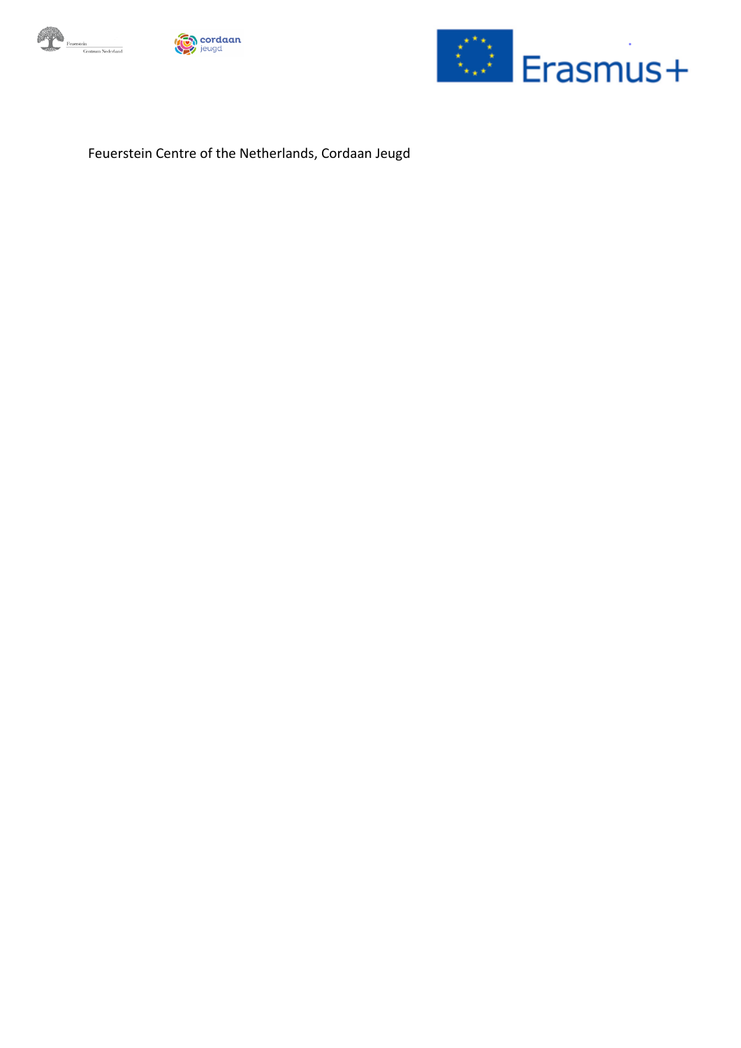Feuerstein Centre of the Netherlands, Cordaan Jeugd